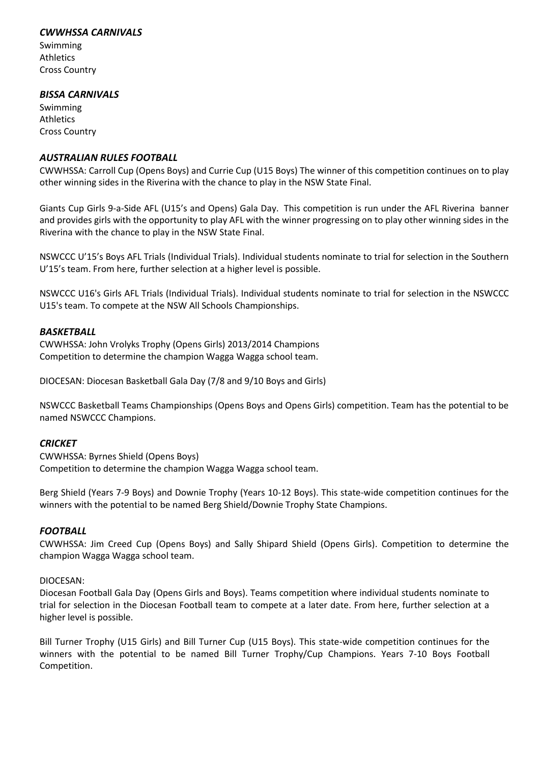### *CWWHSSA CARNIVALS*

Swimming
Athletics
Cross Country

### *BISSA CARNIVALS*

Swimming
Athletics
Cross Country

### *AUSTRALIAN RULES FOOTBALL*

CWWHSSA: Carroll Cup (Opens Boys) and Currie Cup (U15 Boys) The winner of this competition continues on to play other winning sides in the Riverina with the chance to play in the NSW State Final.

Giants Cup Girls 9-a-Side AFL (U15's and Opens) Gala Day. This competition is run under the AFL Riverina banner and provides girls with the opportunity to play AFL with the winner progressing on to play other winning sides in the Riverina with the chance to play in the NSW State Final.

NSWCCC U'15's Boys AFL Trials (Individual Trials). Individual students nominate to trial for selection in the Southern U'15's team. From here, further selection at a higher level is possible.

NSWCCC U16's Girls AFL Trials (Individual Trials). Individual students nominate to trial for selection in the NSWCCC U15's team. To compete at the NSW All Schools Championships.

### *BASKETBALL*

CWWHSSA: John Vrolyks Trophy (Opens Girls) 2013/2014 Champions
Competition to determine the champion Wagga Wagga school team.

DIOCESAN: Diocesan Basketball Gala Day (7/8 and 9/10 Boys and Girls)

NSWCCC Basketball Teams Championships (Opens Boys and Opens Girls) competition. Team has the potential to be named NSWCCC Champions.

### *CRICKET*

CWWHSSA: Byrnes Shield (Opens Boys)
Competition to determine the champion Wagga Wagga school team.

Berg Shield (Years 7-9 Boys) and Downie Trophy (Years 10-12 Boys). This state-wide competition continues for the winners with the potential to be named Berg Shield/Downie Trophy State Champions.

### *FOOTBALL*

CWWHSSA: Jim Creed Cup (Opens Boys) and Sally Shipard Shield (Opens Girls). Competition to determine the champion Wagga Wagga school team.

DIOCESAN:
Diocesan Football Gala Day (Opens Girls and Boys). Teams competition where individual students nominate to trial for selection in the Diocesan Football team to compete at a later date. From here, further selection at a higher level is possible.

Bill Turner Trophy (U15 Girls) and Bill Turner Cup (U15 Boys). This state-wide competition continues for the winners with the potential to be named Bill Turner Trophy/Cup Champions. Years 7-10 Boys Football Competition.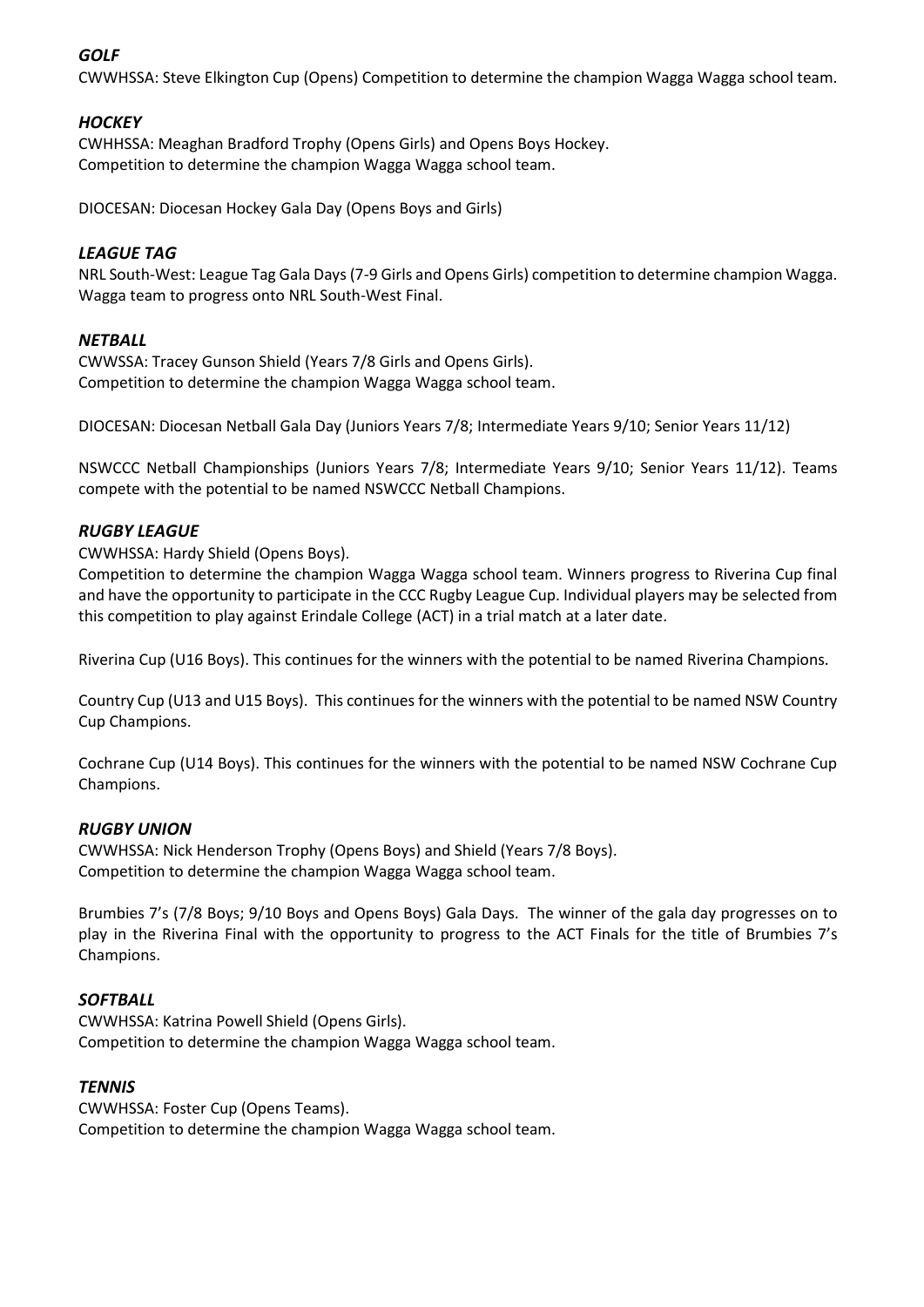### *GOLF*

CWWHSSA: Steve Elkington Cup (Opens) Competition to determine the champion Wagga Wagga school team.

### *HOCKEY*

CWHHSSA: Meaghan Bradford Trophy (Opens Girls) and Opens Boys Hockey.
Competition to determine the champion Wagga Wagga school team.

DIOCESAN: Diocesan Hockey Gala Day (Opens Boys and Girls)

### *LEAGUE TAG*

NRL South-West: League Tag Gala Days (7-9 Girls and Opens Girls) competition to determine champion Wagga. Wagga team to progress onto NRL South-West Final.

### *NETBALL*

CWWSSA: Tracey Gunson Shield (Years 7/8 Girls and Opens Girls).
Competition to determine the champion Wagga Wagga school team.

DIOCESAN: Diocesan Netball Gala Day (Juniors Years 7/8; Intermediate Years 9/10; Senior Years 11/12)

NSWCCC Netball Championships (Juniors Years 7/8; Intermediate Years 9/10; Senior Years 11/12). Teams compete with the potential to be named NSWCCC Netball Champions.

### *RUGBY LEAGUE*

CWWHSSA: Hardy Shield (Opens Boys).
Competition to determine the champion Wagga Wagga school team. Winners progress to Riverina Cup final and have the opportunity to participate in the CCC Rugby League Cup. Individual players may be selected from this competition to play against Erindale College (ACT) in a trial match at a later date.

Riverina Cup (U16 Boys). This continues for the winners with the potential to be named Riverina Champions.

Country Cup (U13 and U15 Boys). This continues for the winners with the potential to be named NSW Country Cup Champions.

Cochrane Cup (U14 Boys). This continues for the winners with the potential to be named NSW Cochrane Cup Champions.

### *RUGBY UNION*

CWWHSSA: Nick Henderson Trophy (Opens Boys) and Shield (Years 7/8 Boys).
Competition to determine the champion Wagga Wagga school team.

Brumbies 7's (7/8 Boys; 9/10 Boys and Opens Boys) Gala Days. The winner of the gala day progresses on to play in the Riverina Final with the opportunity to progress to the ACT Finals for the title of Brumbies 7's Champions.

### *SOFTBALL*

CWWHSSA: Katrina Powell Shield (Opens Girls).
Competition to determine the champion Wagga Wagga school team.

### *TENNIS*

CWWHSSA: Foster Cup (Opens Teams).
Competition to determine the champion Wagga Wagga school team.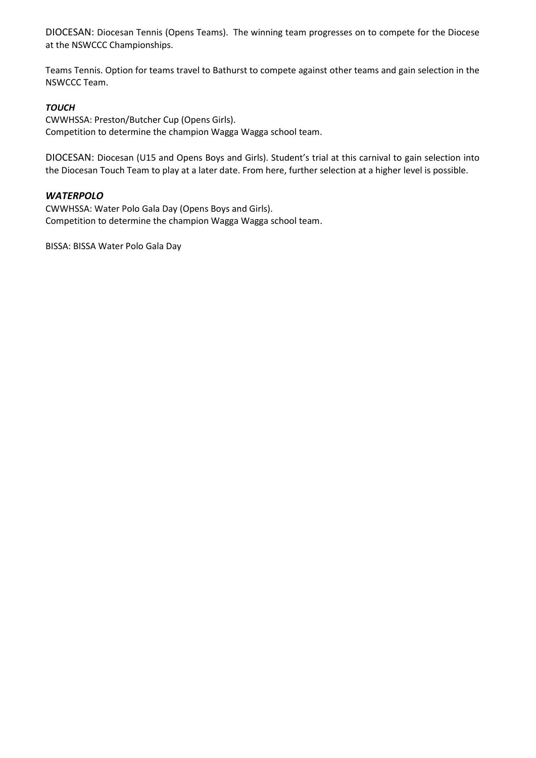DIOCESAN: Diocesan Tennis (Opens Teams). The winning team progresses on to compete for the Diocese at the NSWCCC Championships.

Teams Tennis. Option for teams travel to Bathurst to compete against other teams and gain selection in the NSWCCC Team.

### *TOUCH*

CWWHSSA: Preston/Butcher Cup (Opens Girls).
Competition to determine the champion Wagga Wagga school team.

DIOCESAN: Diocesan (U15 and Opens Boys and Girls). Student's trial at this carnival to gain selection into the Diocesan Touch Team to play at a later date. From here, further selection at a higher level is possible.

### *WATERPOLO*

CWWHSSA: Water Polo Gala Day (Opens Boys and Girls).
Competition to determine the champion Wagga Wagga school team.

BISSA: BISSA Water Polo Gala Day